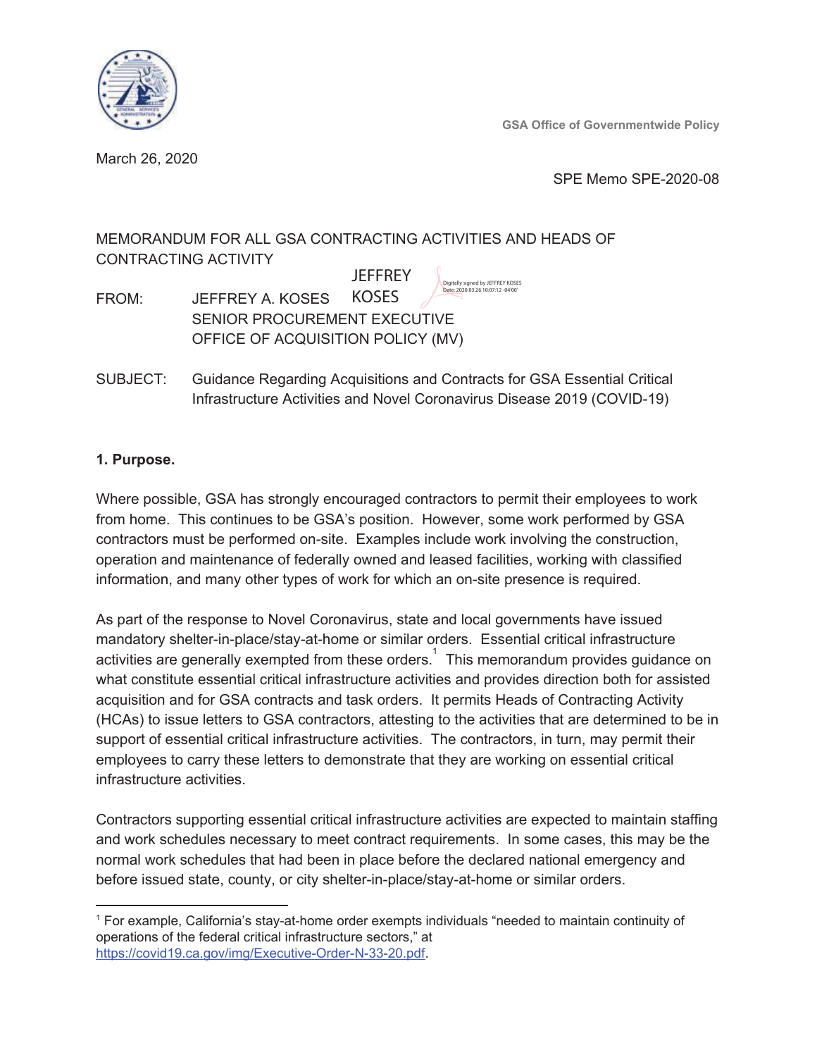GSA Office of Governmentwide Policy

March 26, 2020

SPE Memo SPE-2020-08

MEMORANDUM FOR ALL GSA CONTRACTING ACTIVITIES AND HEADS OF CONTRACTING ACTIVITY

FROM: JEFFREY A. KOSES
SENIOR PROCUREMENT EXECUTIVE
OFFICE OF ACQUISITION POLICY (MV)

JEFFREY KOSES
Digitally signed by JEFFREY KOSES
Date: 2020.03.26 10:07:12 -04'00'

SUBJECT: Guidance Regarding Acquisitions and Contracts for GSA Essential Critical Infrastructure Activities and Novel Coronavirus Disease 2019 (COVID-19)

**1. Purpose.**

Where possible, GSA has strongly encouraged contractors to permit their employees to work from home. This continues to be GSA's position. However, some work performed by GSA contractors must be performed on-site. Examples include work involving the construction, operation and maintenance of federally owned and leased facilities, working with classified information, and many other types of work for which an on-site presence is required.

As part of the response to Novel Coronavirus, state and local governments have issued mandatory shelter-in-place/stay-at-home or similar orders. Essential critical infrastructure activities are generally exempted from these orders.[1] This memorandum provides guidance on what constitute essential critical infrastructure activities and provides direction both for assisted acquisition and for GSA contracts and task orders. It permits Heads of Contracting Activity (HCAs) to issue letters to GSA contractors, attesting to the activities that are determined to be in support of essential critical infrastructure activities. The contractors, in turn, may permit their employees to carry these letters to demonstrate that they are working on essential critical infrastructure activities.

Contractors supporting essential critical infrastructure activities are expected to maintain staffing and work schedules necessary to meet contract requirements. In some cases, this may be the normal work schedules that had been in place before the declared national emergency and before issued state, county, or city shelter-in-place/stay-at-home or similar orders.

---

[1] For example, California's stay-at-home order exempts individuals "needed to maintain continuity of operations of the federal critical infrastructure sectors," at https://covid19.ca.gov/img/Executive-Order-N-33-20.pdf.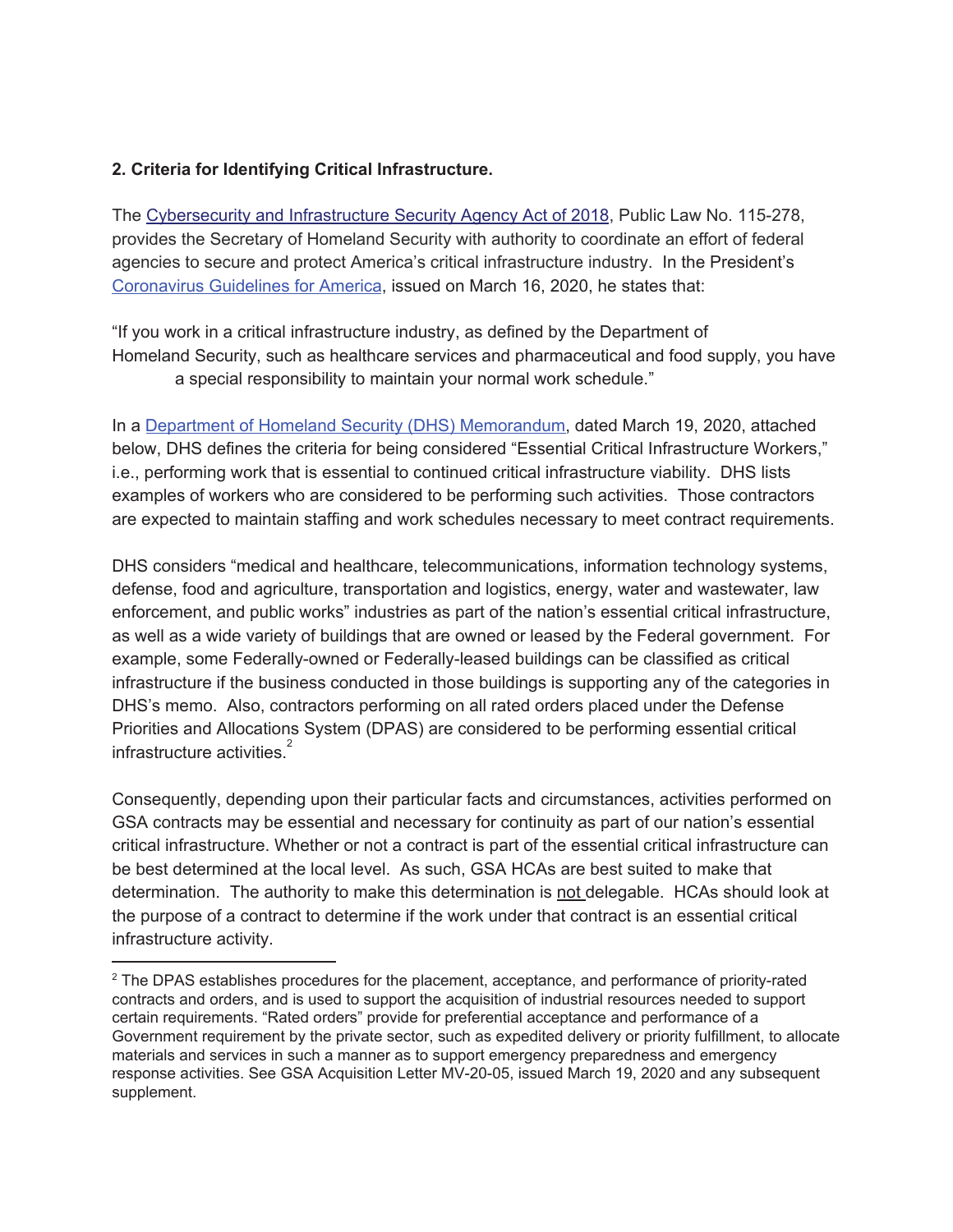**2. Criteria for Identifying Critical Infrastructure.**

The Cybersecurity and Infrastructure Security Agency Act of 2018, Public Law No. 115-278, provides the Secretary of Homeland Security with authority to coordinate an effort of federal agencies to secure and protect America's critical infrastructure industry. In the President's Coronavirus Guidelines for America, issued on March 16, 2020, he states that:

"If you work in a critical infrastructure industry, as defined by the Department of Homeland Security, such as healthcare services and pharmaceutical and food supply, you have a special responsibility to maintain your normal work schedule."

In a Department of Homeland Security (DHS) Memorandum, dated March 19, 2020, attached below, DHS defines the criteria for being considered "Essential Critical Infrastructure Workers," i.e., performing work that is essential to continued critical infrastructure viability. DHS lists examples of workers who are considered to be performing such activities. Those contractors are expected to maintain staffing and work schedules necessary to meet contract requirements.

DHS considers "medical and healthcare, telecommunications, information technology systems, defense, food and agriculture, transportation and logistics, energy, water and wastewater, law enforcement, and public works" industries as part of the nation's essential critical infrastructure, as well as a wide variety of buildings that are owned or leased by the Federal government. For example, some Federally-owned or Federally-leased buildings can be classified as critical infrastructure if the business conducted in those buildings is supporting any of the categories in DHS's memo. Also, contractors performing on all rated orders placed under the Defense Priorities and Allocations System (DPAS) are considered to be performing essential critical infrastructure activities.[2]

Consequently, depending upon their particular facts and circumstances, activities performed on GSA contracts may be essential and necessary for continuity as part of our nation's essential critical infrastructure. Whether or not a contract is part of the essential critical infrastructure can be best determined at the local level. As such, GSA HCAs are best suited to make that determination. The authority to make this determination is not delegable. HCAs should look at the purpose of a contract to determine if the work under that contract is an essential critical infrastructure activity.

---

[2] The DPAS establishes procedures for the placement, acceptance, and performance of priority-rated contracts and orders, and is used to support the acquisition of industrial resources needed to support certain requirements. "Rated orders" provide for preferential acceptance and performance of a Government requirement by the private sector, such as expedited delivery or priority fulfillment, to allocate materials and services in such a manner as to support emergency preparedness and emergency response activities. See GSA Acquisition Letter MV-20-05, issued March 19, 2020 and any subsequent supplement.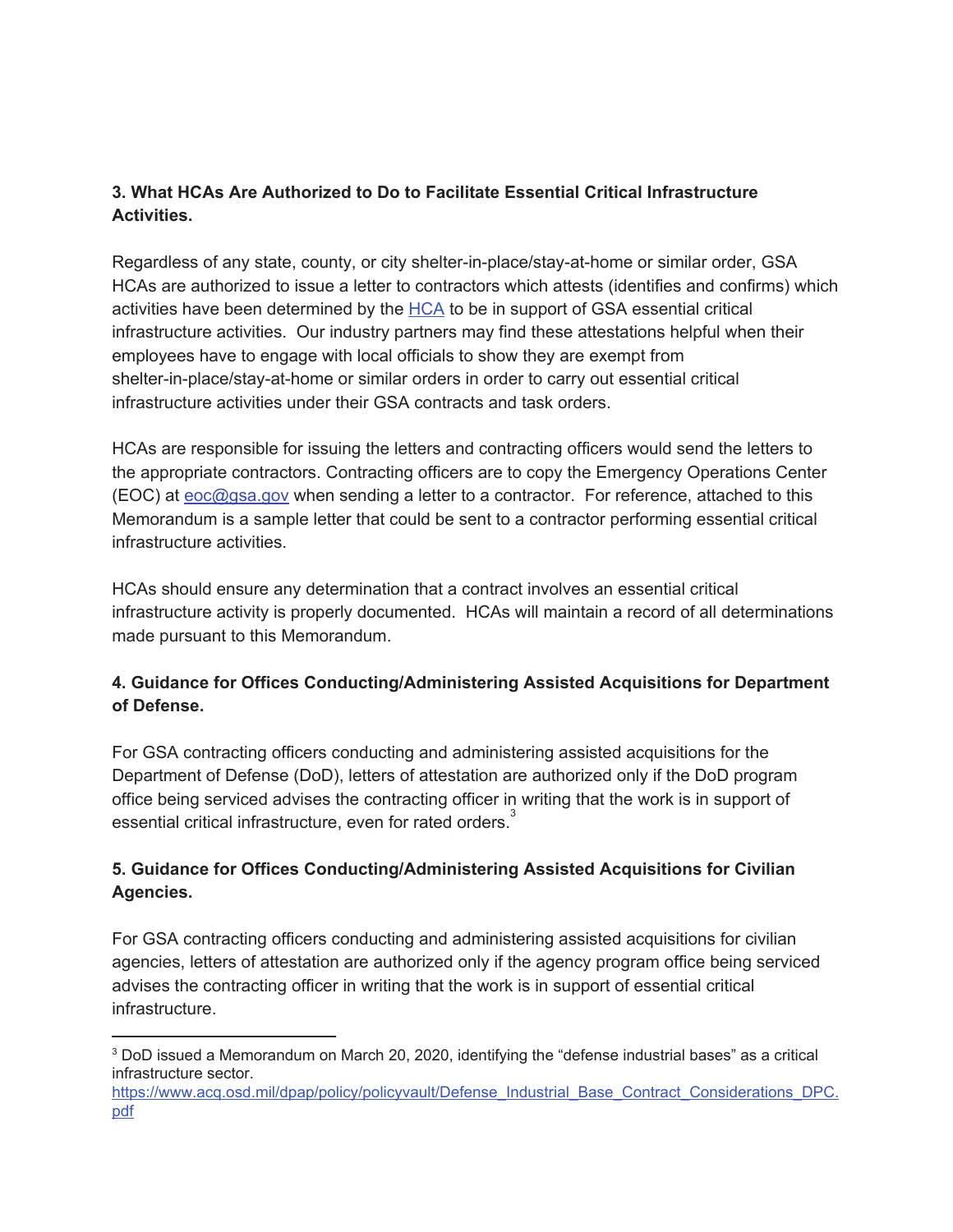**3. What HCAs Are Authorized to Do to Facilitate Essential Critical Infrastructure Activities.**

Regardless of any state, county, or city shelter-in-place/stay-at-home or similar order, GSA HCAs are authorized to issue a letter to contractors which attests (identifies and confirms) which activities have been determined by the [HCA](#) to be in support of GSA essential critical infrastructure activities. Our industry partners may find these attestations helpful when their employees have to engage with local officials to show they are exempt from shelter-in-place/stay-at-home or similar orders in order to carry out essential critical infrastructure activities under their GSA contracts and task orders.

HCAs are responsible for issuing the letters and contracting officers would send the letters to the appropriate contractors. Contracting officers are to copy the Emergency Operations Center (EOC) at eoc@gsa.gov when sending a letter to a contractor. For reference, attached to this Memorandum is a sample letter that could be sent to a contractor performing essential critical infrastructure activities.

HCAs should ensure any determination that a contract involves an essential critical infrastructure activity is properly documented. HCAs will maintain a record of all determinations made pursuant to this Memorandum.

**4. Guidance for Offices Conducting/Administering Assisted Acquisitions for Department of Defense.**

For GSA contracting officers conducting and administering assisted acquisitions for the Department of Defense (DoD), letters of attestation are authorized only if the DoD program office being serviced advises the contracting officer in writing that the work is in support of essential critical infrastructure, even for rated orders.[3]

**5. Guidance for Offices Conducting/Administering Assisted Acquisitions for Civilian Agencies.**

For GSA contracting officers conducting and administering assisted acquisitions for civilian agencies, letters of attestation are authorized only if the agency program office being serviced advises the contracting officer in writing that the work is in support of essential critical infrastructure.

---

[3] DoD issued a Memorandum on March 20, 2020, identifying the "defense industrial bases" as a critical infrastructure sector.
https://www.acq.osd.mil/dpap/policy/policyvault/Defense_Industrial_Base_Contract_Considerations_DPC.pdf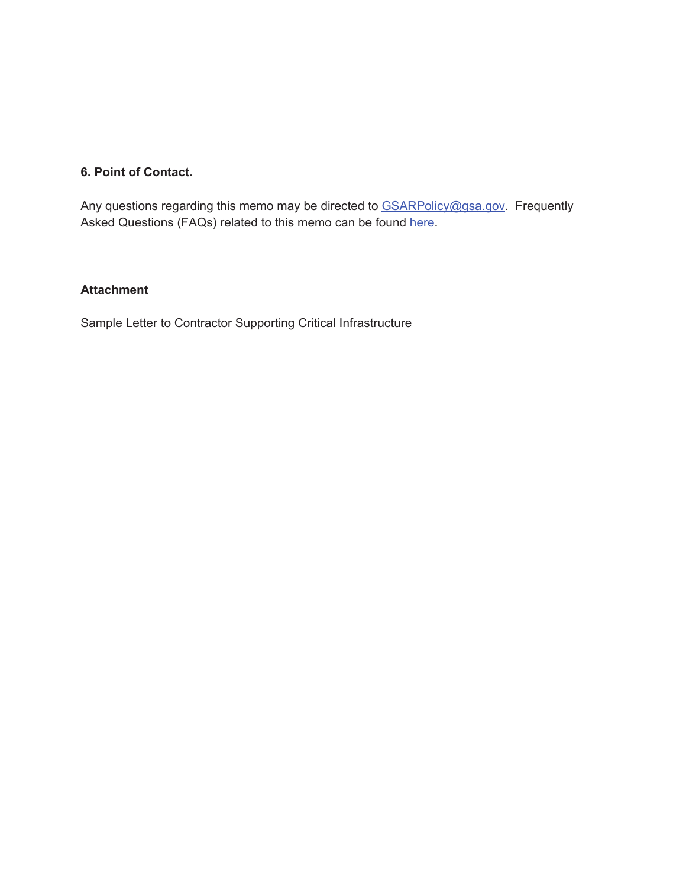**6. Point of Contact.**

Any questions regarding this memo may be directed to GSARPolicy@gsa.gov. Frequently Asked Questions (FAQs) related to this memo can be found here.

**Attachment**

Sample Letter to Contractor Supporting Critical Infrastructure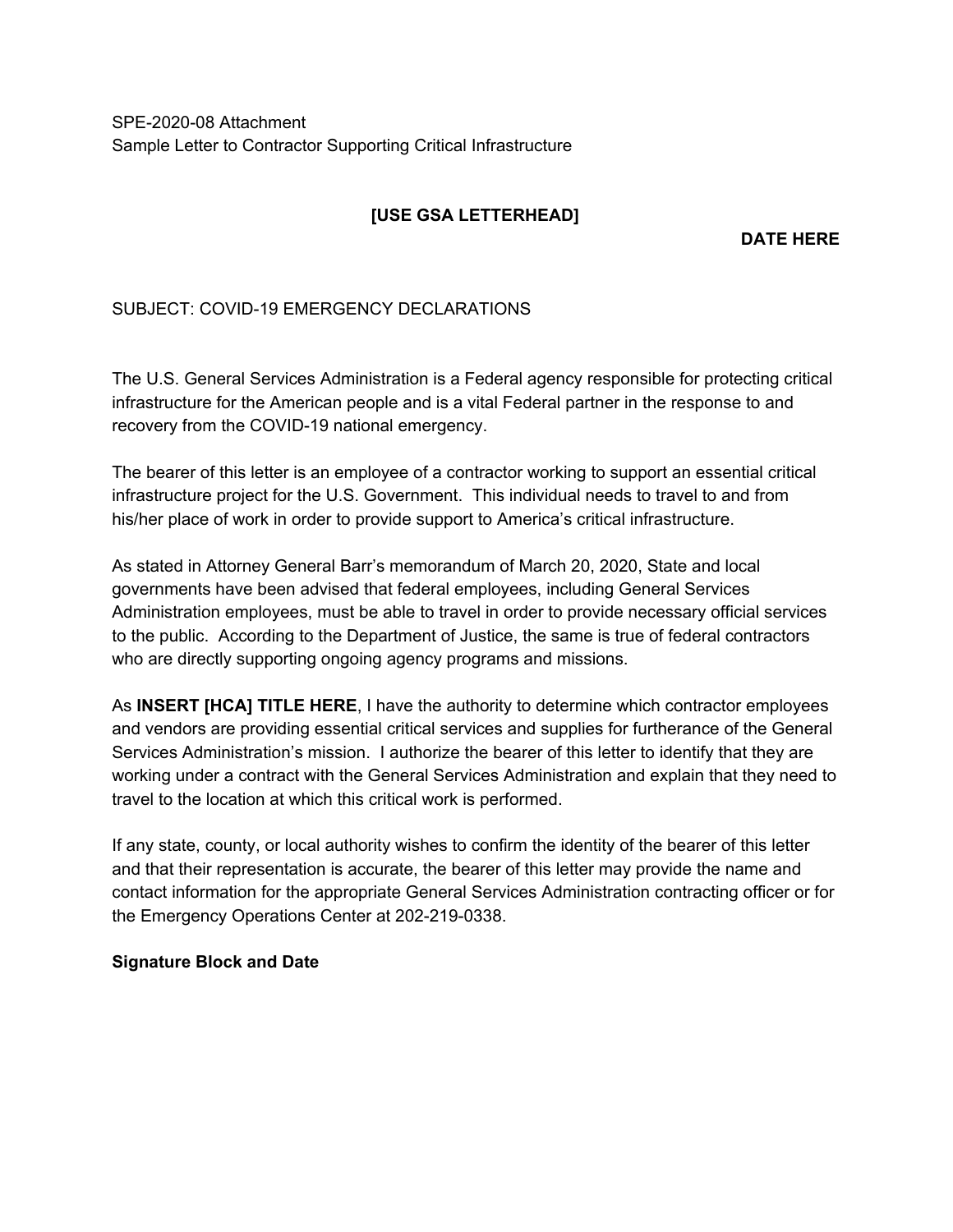SPE-2020-08 Attachment
Sample Letter to Contractor Supporting Critical Infrastructure

**[USE GSA LETTERHEAD]**

**DATE HERE**

SUBJECT: COVID-19 EMERGENCY DECLARATIONS

The U.S. General Services Administration is a Federal agency responsible for protecting critical infrastructure for the American people and is a vital Federal partner in the response to and recovery from the COVID-19 national emergency.

The bearer of this letter is an employee of a contractor working to support an essential critical infrastructure project for the U.S. Government. This individual needs to travel to and from his/her place of work in order to provide support to America's critical infrastructure.

As stated in Attorney General Barr's memorandum of March 20, 2020, State and local governments have been advised that federal employees, including General Services Administration employees, must be able to travel in order to provide necessary official services to the public. According to the Department of Justice, the same is true of federal contractors who are directly supporting ongoing agency programs and missions.

As **INSERT [HCA] TITLE HERE**, I have the authority to determine which contractor employees and vendors are providing essential critical services and supplies for furtherance of the General Services Administration's mission. I authorize the bearer of this letter to identify that they are working under a contract with the General Services Administration and explain that they need to travel to the location at which this critical work is performed.

If any state, county, or local authority wishes to confirm the identity of the bearer of this letter and that their representation is accurate, the bearer of this letter may provide the name and contact information for the appropriate General Services Administration contracting officer or for the Emergency Operations Center at 202-219-0338.

**Signature Block and Date**